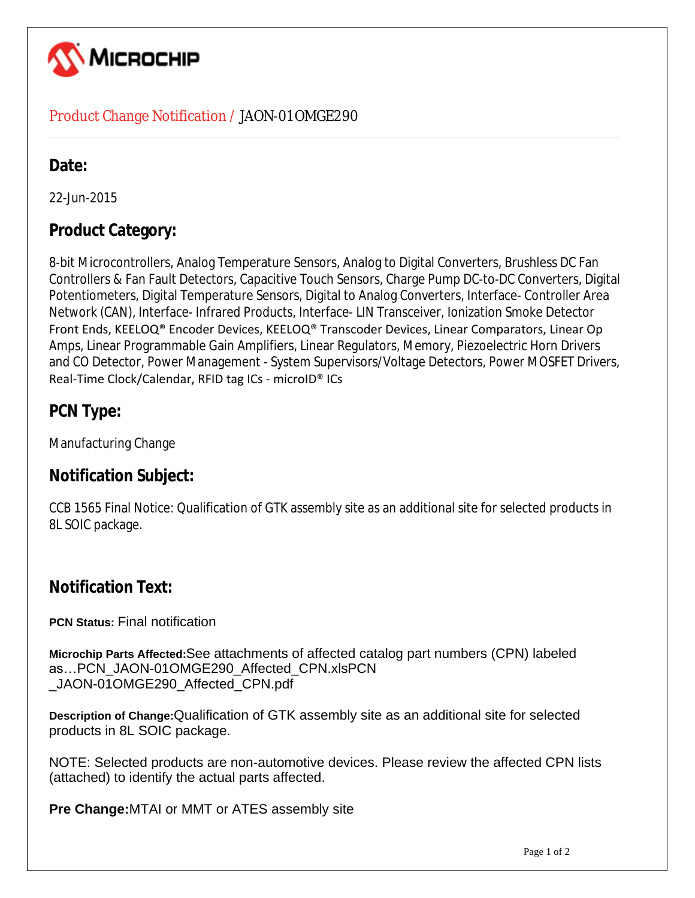MICROCHIP

Product Change Notification / JAON-01OMGE290

## Date:

22-Jun-2015

## Product Category:

8-bit Microcontrollers, Analog Temperature Sensors, Analog to Digital Converters, Brushless DC Fan Controllers & Fan Fault Detectors, Capacitive Touch Sensors, Charge Pump DC-to-DC Converters, Digital Potentiometers, Digital Temperature Sensors, Digital to Analog Converters, Interface- Controller Area Network (CAN), Interface- Infrared Products, Interface- LIN Transceiver, Ionization Smoke Detector Front Ends, KEELOQ® Encoder Devices, KEELOQ® Transcoder Devices, Linear Comparators, Linear Op Amps, Linear Programmable Gain Amplifiers, Linear Regulators, Memory, Piezoelectric Horn Drivers and CO Detector, Power Management - System Supervisors/Voltage Detectors, Power MOSFET Drivers, Real-Time Clock/Calendar, RFID tag ICs - microID® ICs

## PCN Type:

Manufacturing Change

## Notification Subject:

CCB 1565 Final Notice: Qualification of GTK assembly site as an additional site for selected products in 8L SOIC package.

## Notification Text:

**PCN Status:** Final notification

**Microchip Parts Affected:**See attachments of affected catalog part numbers (CPN) labeled as…PCN_JAON-01OMGE290_Affected_CPN.xlsPCN _JAON-01OMGE290_Affected_CPN.pdf

**Description of Change:**Qualification of GTK assembly site as an additional site for selected products in 8L SOIC package.

NOTE: Selected products are non-automotive devices. Please review the affected CPN lists (attached) to identify the actual parts affected.

**Pre Change:**MTAI or MMT or ATES assembly site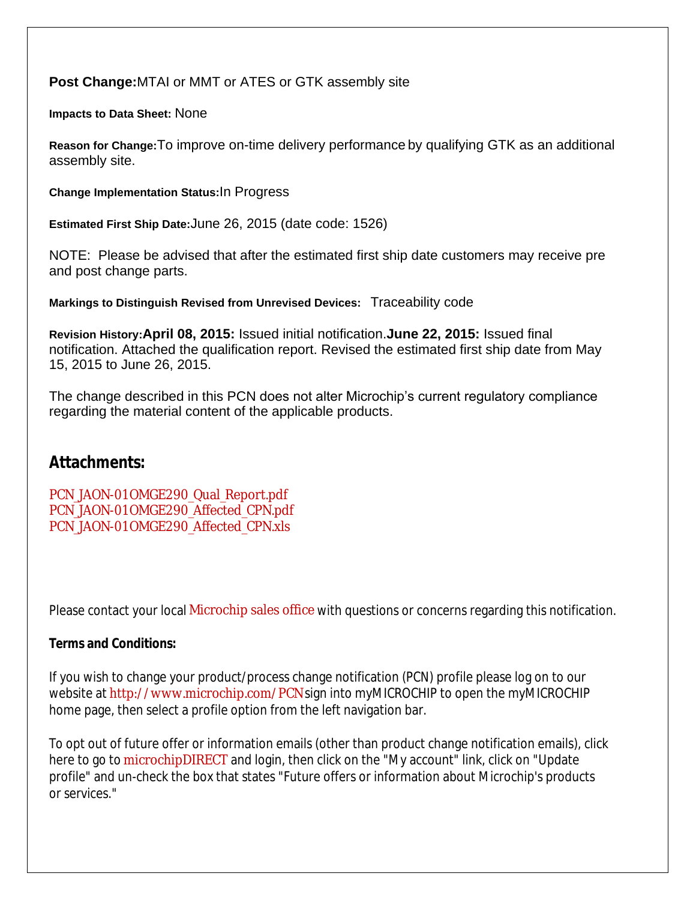**Post Change:** MTAI or MMT or ATES or GTK assembly site

**Impacts to Data Sheet:** None

**Reason for Change:** To improve on-time delivery performance by qualifying GTK as an additional assembly site.

**Change Implementation Status:** In Progress

**Estimated First Ship Date:** June 26, 2015 (date code: 1526)

NOTE: Please be advised that after the estimated first ship date customers may receive pre and post change parts.

**Markings to Distinguish Revised from Unrevised Devices:** Traceability code

**Revision History:** **April 08, 2015:** Issued initial notification. **June 22, 2015:** Issued final notification. Attached the qualification report. Revised the estimated first ship date from May 15, 2015 to June 26, 2015.

The change described in this PCN does not alter Microchip's current regulatory compliance regarding the material content of the applicable products.

## Attachments:

PCN_JAON-01OMGE290_Qual_Report.pdf
PCN_JAON-01OMGE290_Affected_CPN.pdf
PCN_JAON-01OMGE290_Affected_CPN.xls

Please contact your local Microchip sales office with questions or concerns regarding this notification.

**Terms and Conditions:**

If you wish to change your product/process change notification (PCN) profile please log on to our website at http://www.microchip.com/PCN sign into myMICROCHIP to open the myMICROCHIP home page, then select a profile option from the left navigation bar.

To opt out of future offer or information emails (other than product change notification emails), click here to go to microchipDIRECT and login, then click on the "My account" link, click on "Update profile" and un-check the box that states "Future offers or information about Microchip's products or services."